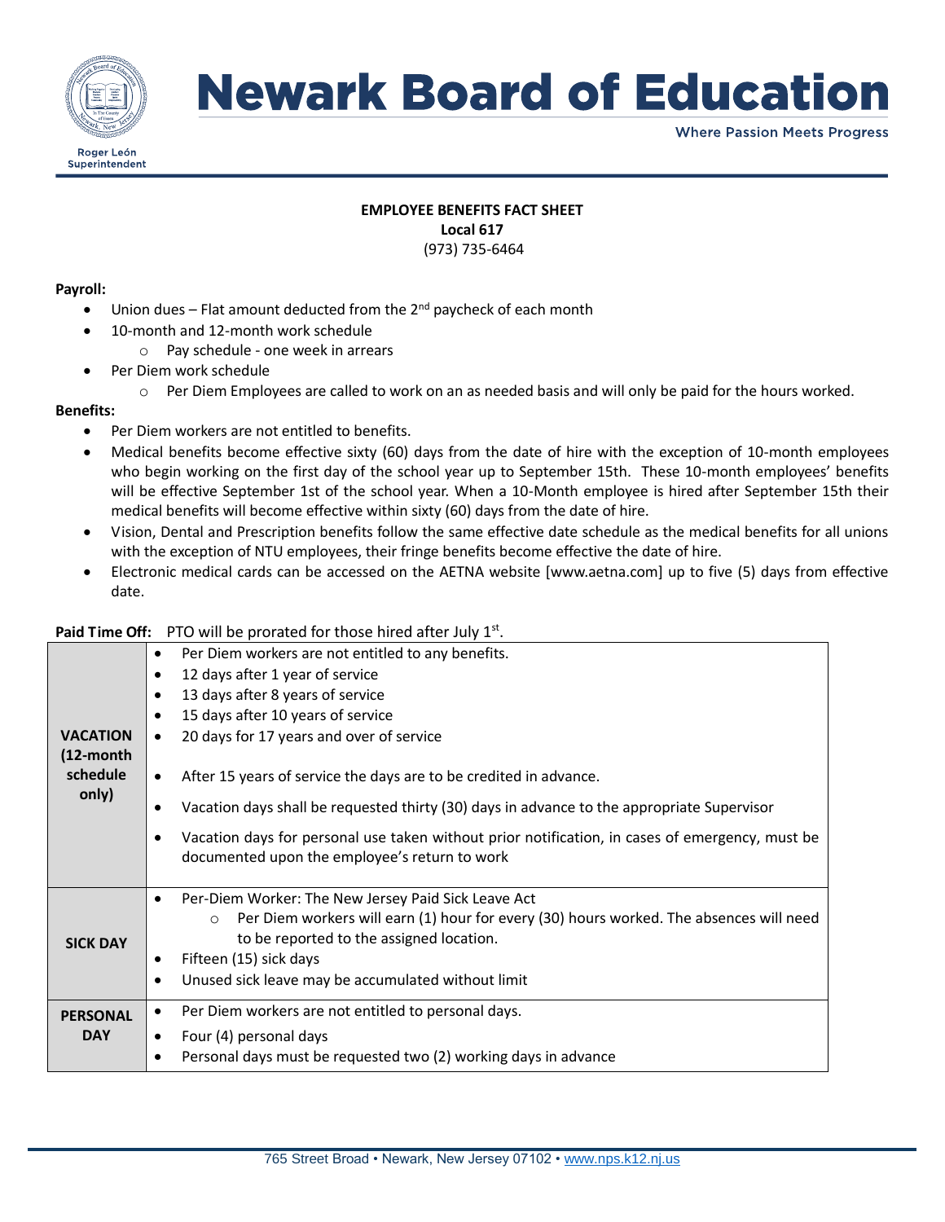# Newark Board of Education

Where Passion Meets Progress

Roger León
Superintendent

**EMPLOYEE BENEFITS FACT SHEET**
**Local 617**
(973) 735-6464

**Payroll:**

- Union dues – Flat amount deducted from the 2nd paycheck of each month
- 10-month and 12-month work schedule
  - Pay schedule - one week in arrears
- Per Diem work schedule
  - Per Diem Employees are called to work on an as needed basis and will only be paid for the hours worked.

**Benefits:**

- Per Diem workers are not entitled to benefits.
- Medical benefits become effective sixty (60) days from the date of hire with the exception of 10-month employees who begin working on the first day of the school year up to September 15th. These 10-month employees' benefits will be effective September 1st of the school year. When a 10-Month employee is hired after September 15th their medical benefits will become effective within sixty (60) days from the date of hire.
- Vision, Dental and Prescription benefits follow the same effective date schedule as the medical benefits for all unions with the exception of NTU employees, their fringe benefits become effective the date of hire.
- Electronic medical cards can be accessed on the AETNA website [www.aetna.com] up to five (5) days from effective date.

**Paid Time Off:** PTO will be prorated for those hired after July 1st.

| | |
|---|---|
| **VACATION (12-month schedule only)** | • Per Diem workers are not entitled to any benefits.<br>• 12 days after 1 year of service<br>• 13 days after 8 years of service<br>• 15 days after 10 years of service<br>• 20 days for 17 years and over of service<br>• After 15 years of service the days are to be credited in advance.<br>• Vacation days shall be requested thirty (30) days in advance to the appropriate Supervisor<br>• Vacation days for personal use taken without prior notification, in cases of emergency, must be documented upon the employee's return to work |
| **SICK DAY** | • Per-Diem Worker: The New Jersey Paid Sick Leave Act<br>  ○ Per Diem workers will earn (1) hour for every (30) hours worked. The absences will need to be reported to the assigned location.<br>• Fifteen (15) sick days<br>• Unused sick leave may be accumulated without limit |
| **PERSONAL DAY** | • Per Diem workers are not entitled to personal days.<br>• Four (4) personal days<br>• Personal days must be requested two (2) working days in advance |

765 Street Broad • Newark, New Jersey 07102 • www.nps.k12.nj.us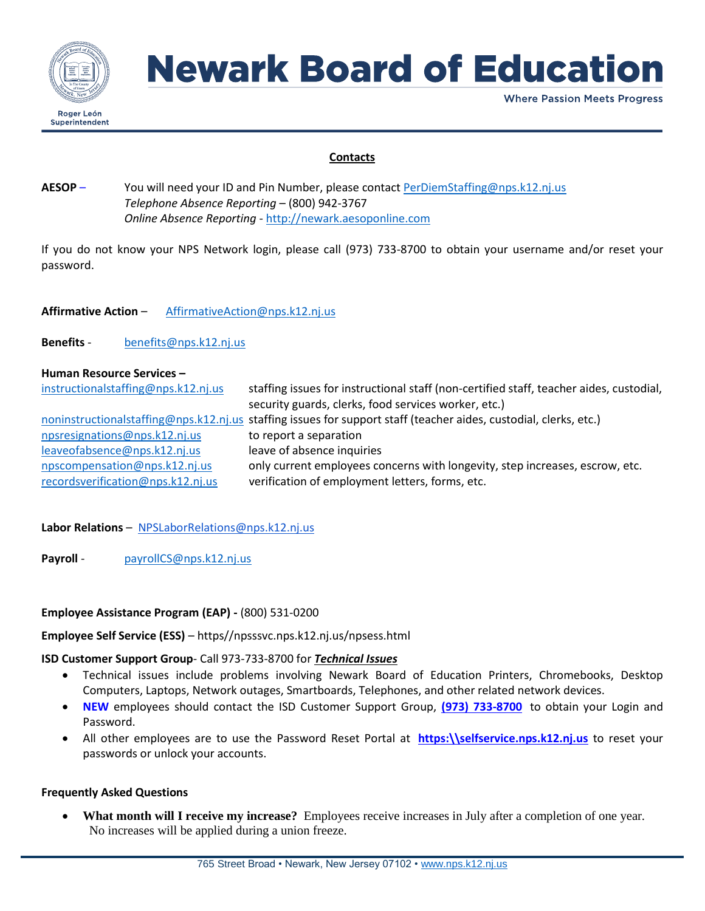# Newark Board of Education

Where Passion Meets Progress

Roger León
Superintendent

## Contacts

**AESOP** – You will need your ID and Pin Number, please contact PerDiemStaffing@nps.k12.nj.us
*Telephone Absence Reporting* – (800) 942-3767
*Online Absence Reporting* - http://newark.aesoponline.com

If you do not know your NPS Network login, please call (973) 733-8700 to obtain your username and/or reset your password.

**Affirmative Action** – AffirmativeAction@nps.k12.nj.us

**Benefits** - benefits@nps.k12.nj.us

**Human Resource Services –**

| | |
|---|---|
| instructionalstaffing@nps.k12.nj.us | staffing issues for instructional staff (non-certified staff, teacher aides, custodial, security guards, clerks, food services worker, etc.) |
| noninstructionalstaffing@nps.k12.nj.us | staffing issues for support staff (teacher aides, custodial, clerks, etc.) |
| npsresignations@nps.k12.nj.us | to report a separation |
| leaveofabsence@nps.k12.nj.us | leave of absence inquiries |
| npscompensation@nps.k12.nj.us | only current employees concerns with longevity, step increases, escrow, etc. |
| recordsverification@nps.k12.nj.us | verification of employment letters, forms, etc. |

**Labor Relations** – NPSLaborRelations@nps.k12.nj.us

**Payroll** - payrollCS@nps.k12.nj.us

**Employee Assistance Program (EAP) -** (800) 531-0200

**Employee Self Service (ESS)** – https//npsssvc.nps.k12.nj.us/npsess.html

**ISD Customer Support Group**- Call 973-733-8700 for ***Technical Issues***

- Technical issues include problems involving Newark Board of Education Printers, Chromebooks, Desktop Computers, Laptops, Network outages, Smartboards, Telephones, and other related network devices.
- **NEW** employees should contact the ISD Customer Support Group, **(973) 733-8700** to obtain your Login and Password.
- All other employees are to use the Password Reset Portal at **https:\\selfservice.nps.k12.nj.us** to reset your passwords or unlock your accounts.

**Frequently Asked Questions**

- **What month will I receive my increase?** Employees receive increases in July after a completion of one year. No increases will be applied during a union freeze.

765 Street Broad • Newark, New Jersey 07102 • www.nps.k12.nj.us